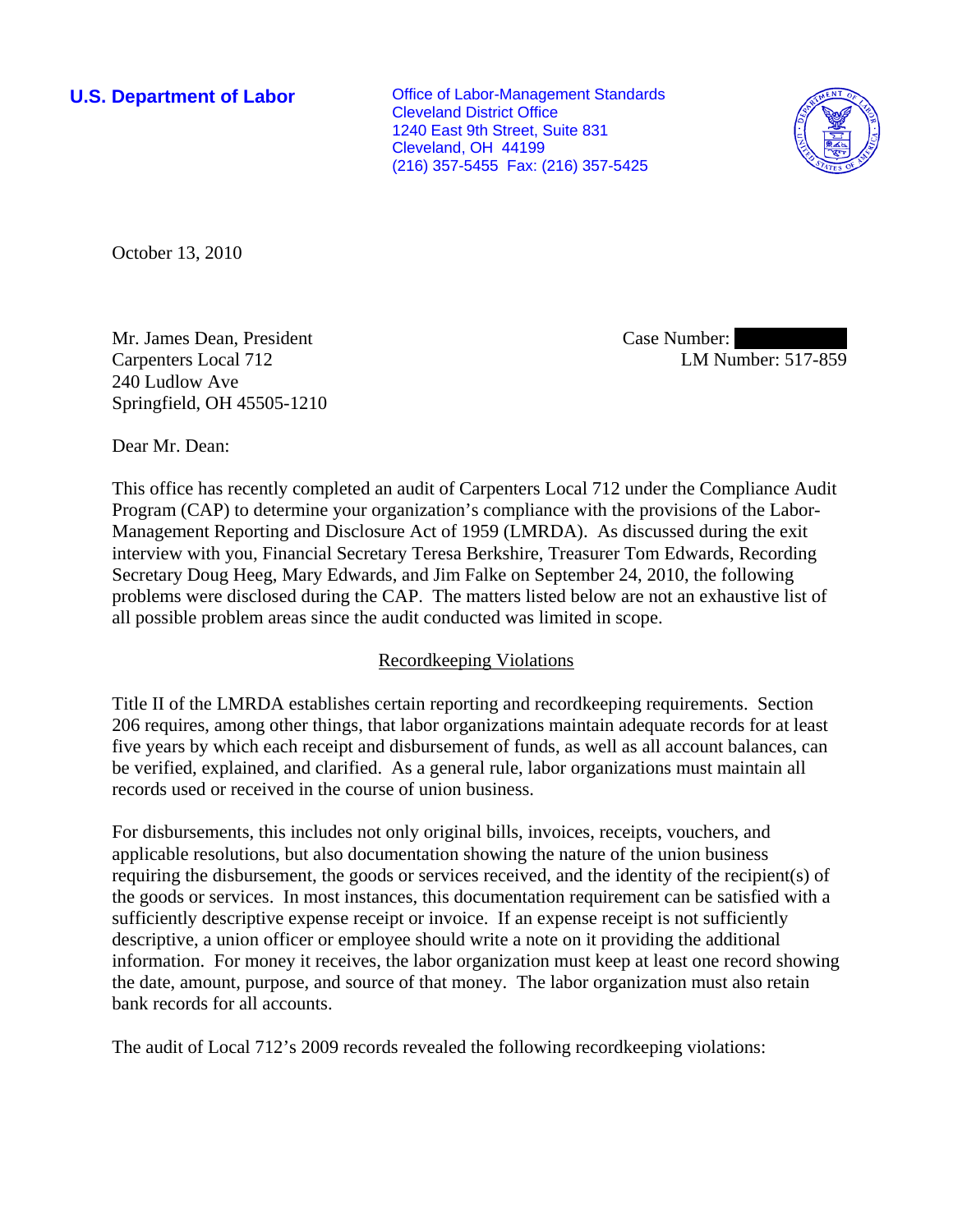**U.S. Department of Labor**

Office of Labor-Management Standards
Cleveland District Office
1240 East 9th Street, Suite 831
Cleveland, OH 44199
(216) 357-5455 Fax: (216) 357-5425

October 13, 2010

Mr. James Dean, President
Carpenters Local 712
240 Ludlow Ave
Springfield, OH 45505-1210

Case Number: 
LM Number: 517-859

Dear Mr. Dean:

This office has recently completed an audit of Carpenters Local 712 under the Compliance Audit Program (CAP) to determine your organization's compliance with the provisions of the Labor-Management Reporting and Disclosure Act of 1959 (LMRDA). As discussed during the exit interview with you, Financial Secretary Teresa Berkshire, Treasurer Tom Edwards, Recording Secretary Doug Heeg, Mary Edwards, and Jim Falke on September 24, 2010, the following problems were disclosed during the CAP. The matters listed below are not an exhaustive list of all possible problem areas since the audit conducted was limited in scope.

## Recordkeeping Violations

Title II of the LMRDA establishes certain reporting and recordkeeping requirements. Section 206 requires, among other things, that labor organizations maintain adequate records for at least five years by which each receipt and disbursement of funds, as well as all account balances, can be verified, explained, and clarified. As a general rule, labor organizations must maintain all records used or received in the course of union business.

For disbursements, this includes not only original bills, invoices, receipts, vouchers, and applicable resolutions, but also documentation showing the nature of the union business requiring the disbursement, the goods or services received, and the identity of the recipient(s) of the goods or services. In most instances, this documentation requirement can be satisfied with a sufficiently descriptive expense receipt or invoice. If an expense receipt is not sufficiently descriptive, a union officer or employee should write a note on it providing the additional information. For money it receives, the labor organization must keep at least one record showing the date, amount, purpose, and source of that money. The labor organization must also retain bank records for all accounts.

The audit of Local 712's 2009 records revealed the following recordkeeping violations: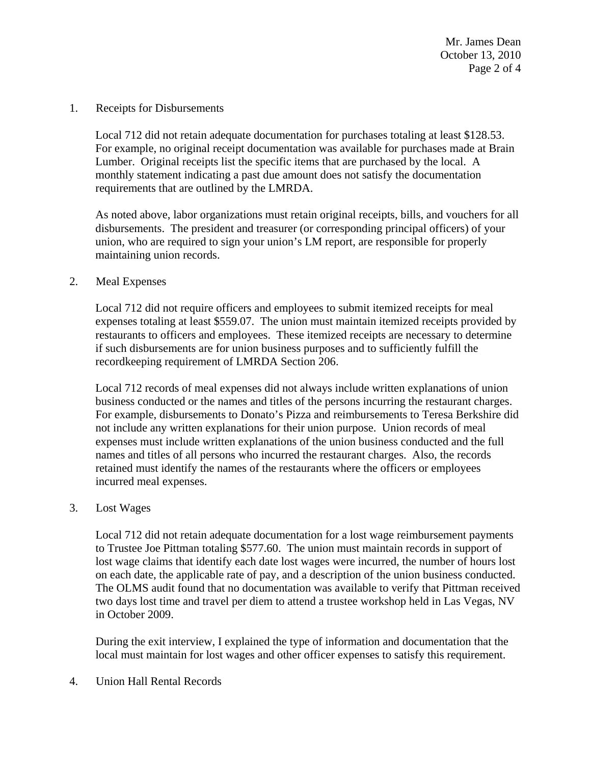1. Receipts for Disbursements

   Local 712 did not retain adequate documentation for purchases totaling at least $128.53. For example, no original receipt documentation was available for purchases made at Brain Lumber. Original receipts list the specific items that are purchased by the local. A monthly statement indicating a past due amount does not satisfy the documentation requirements that are outlined by the LMRDA.

   As noted above, labor organizations must retain original receipts, bills, and vouchers for all disbursements. The president and treasurer (or corresponding principal officers) of your union, who are required to sign your union's LM report, are responsible for properly maintaining union records.

2. Meal Expenses

   Local 712 did not require officers and employees to submit itemized receipts for meal expenses totaling at least $559.07. The union must maintain itemized receipts provided by restaurants to officers and employees. These itemized receipts are necessary to determine if such disbursements are for union business purposes and to sufficiently fulfill the recordkeeping requirement of LMRDA Section 206.

   Local 712 records of meal expenses did not always include written explanations of union business conducted or the names and titles of the persons incurring the restaurant charges. For example, disbursements to Donato's Pizza and reimbursements to Teresa Berkshire did not include any written explanations for their union purpose. Union records of meal expenses must include written explanations of the union business conducted and the full names and titles of all persons who incurred the restaurant charges. Also, the records retained must identify the names of the restaurants where the officers or employees incurred meal expenses.

3. Lost Wages

   Local 712 did not retain adequate documentation for a lost wage reimbursement payments to Trustee Joe Pittman totaling $577.60. The union must maintain records in support of lost wage claims that identify each date lost wages were incurred, the number of hours lost on each date, the applicable rate of pay, and a description of the union business conducted. The OLMS audit found that no documentation was available to verify that Pittman received two days lost time and travel per diem to attend a trustee workshop held in Las Vegas, NV in October 2009.

   During the exit interview, I explained the type of information and documentation that the local must maintain for lost wages and other officer expenses to satisfy this requirement.

4. Union Hall Rental Records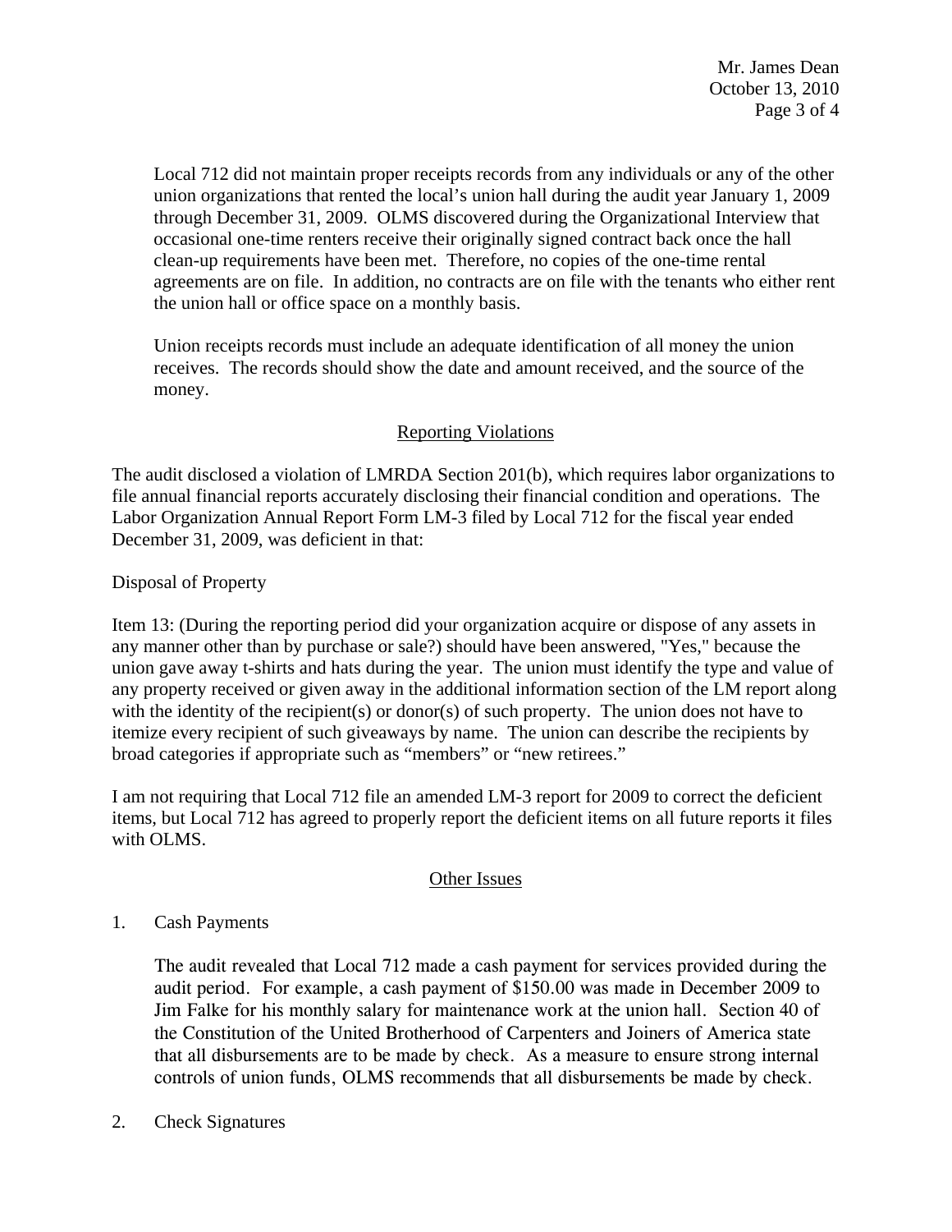Local 712 did not maintain proper receipts records from any individuals or any of the other union organizations that rented the local's union hall during the audit year January 1, 2009 through December 31, 2009. OLMS discovered during the Organizational Interview that occasional one-time renters receive their originally signed contract back once the hall clean-up requirements have been met. Therefore, no copies of the one-time rental agreements are on file. In addition, no contracts are on file with the tenants who either rent the union hall or office space on a monthly basis.

Union receipts records must include an adequate identification of all money the union receives. The records should show the date and amount received, and the source of the money.

## Reporting Violations

The audit disclosed a violation of LMRDA Section 201(b), which requires labor organizations to file annual financial reports accurately disclosing their financial condition and operations. The Labor Organization Annual Report Form LM-3 filed by Local 712 for the fiscal year ended December 31, 2009, was deficient in that:

Disposal of Property

Item 13: (During the reporting period did your organization acquire or dispose of any assets in any manner other than by purchase or sale?) should have been answered, "Yes," because the union gave away t-shirts and hats during the year. The union must identify the type and value of any property received or given away in the additional information section of the LM report along with the identity of the recipient(s) or donor(s) of such property. The union does not have to itemize every recipient of such giveaways by name. The union can describe the recipients by broad categories if appropriate such as "members" or "new retirees."

I am not requiring that Local 712 file an amended LM-3 report for 2009 to correct the deficient items, but Local 712 has agreed to properly report the deficient items on all future reports it files with OLMS.

## Other Issues

1. Cash Payments

   The audit revealed that Local 712 made a cash payment for services provided during the audit period. For example, a cash payment of $150.00 was made in December 2009 to Jim Falke for his monthly salary for maintenance work at the union hall. Section 40 of the Constitution of the United Brotherhood of Carpenters and Joiners of America state that all disbursements are to be made by check. As a measure to ensure strong internal controls of union funds, OLMS recommends that all disbursements be made by check.

2. Check Signatures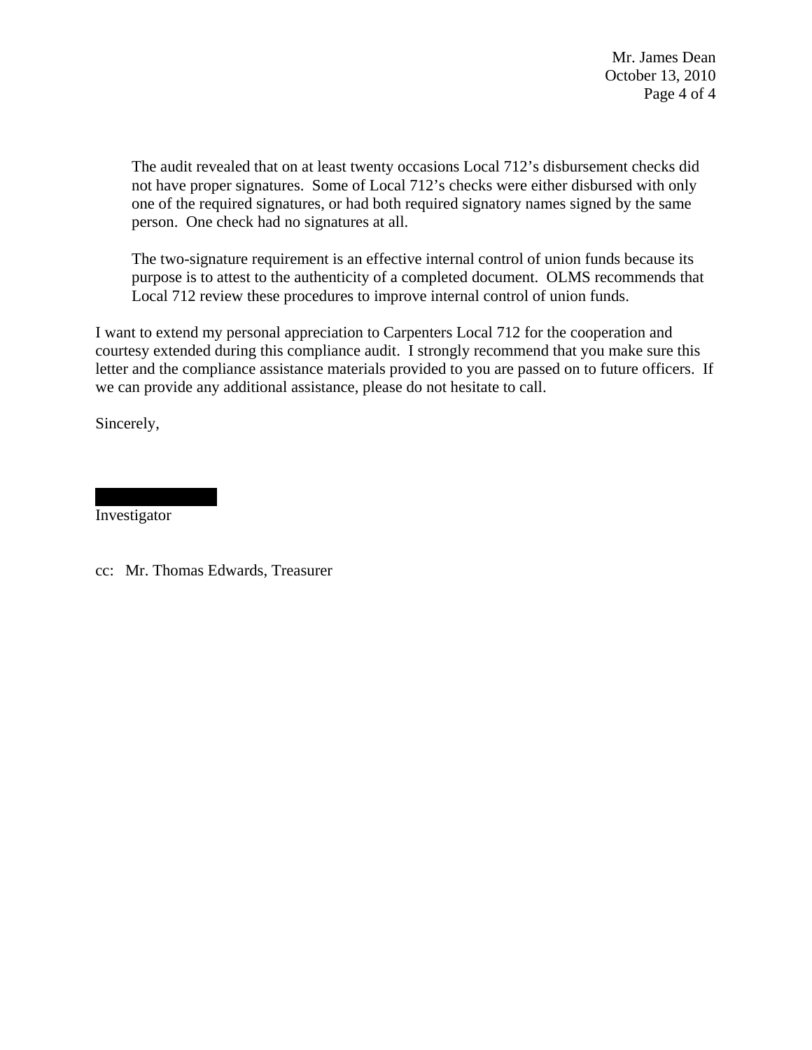The audit revealed that on at least twenty occasions Local 712's disbursement checks did not have proper signatures. Some of Local 712's checks were either disbursed with only one of the required signatures, or had both required signatory names signed by the same person. One check had no signatures at all.

The two-signature requirement is an effective internal control of union funds because its purpose is to attest to the authenticity of a completed document. OLMS recommends that Local 712 review these procedures to improve internal control of union funds.

I want to extend my personal appreciation to Carpenters Local 712 for the cooperation and courtesy extended during this compliance audit. I strongly recommend that you make sure this letter and the compliance assistance materials provided to you are passed on to future officers. If we can provide any additional assistance, please do not hesitate to call.

Sincerely,

Investigator

cc: Mr. Thomas Edwards, Treasurer